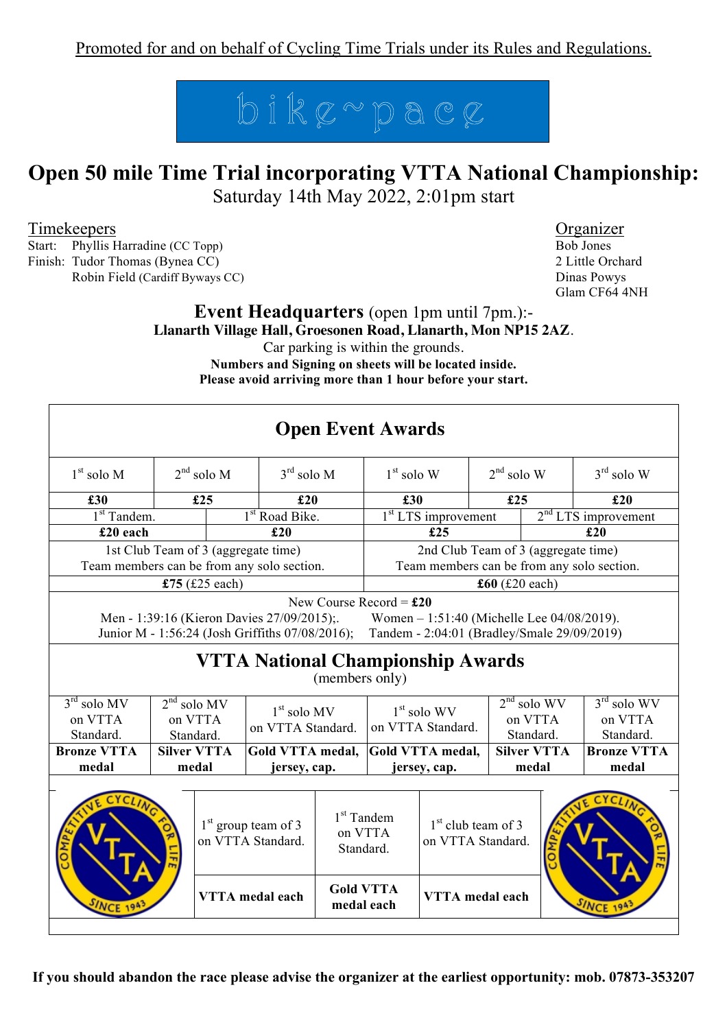Promoted for and on behalf of Cycling Time Trials under its Rules and Regulations.

bike~pace

# Open 50 mile Time Trial incorporating VTTA National Championship:

Saturday 14th May 2022, 2:01pm start

**Timekeepers**
Start: Phyllis Harradine (CC Topp)
Finish: Tudor Thomas (Bynea CC)
Robin Field (Cardiff Byways CC)

**Organizer**
Bob Jones
2 Little Orchard
Dinas Powys
Glam CF64 4NH

## Event Headquarters (open 1pm until 7pm.):-

**Llanarth Village Hall, Groesonen Road, Llanarth, Mon NP15 2AZ.**

Car parking is within the grounds.

**Numbers and Signing on sheets will be located inside.**

**Please avoid arriving more than 1 hour before your start.**

## Open Event Awards

| 1st solo M | 2nd solo M | 3rd solo M | 1st solo W | 2nd solo W | 3rd solo W |
|---|---|---|---|---|---|
| **£30** | **£25** | **£20** | **£30** | **£25** | **£20** |

| 1st Tandem. | 1st Road Bike. | 1st LTS improvement | 2nd LTS improvement |
|---|---|---|---|
| **£20 each** | **£20** | **£25** | **£20** |

| 1st Club Team of 3 (aggregate time) Team members can be from any solo section. | 2nd Club Team of 3 (aggregate time) Team members can be from any solo section. |
|---|---|
| **£75** (£25 each) | **£60** (£20 each) |

New Course Record = **£20**

Men - 1:39:16 (Kieron Davies 27/09/2015);. Women – 1:51:40 (Michelle Lee 04/08/2019).
Junior M - 1:56:24 (Josh Griffiths 07/08/2016); Tandem - 2:04:01 (Bradley/Smale 29/09/2019)

## VTTA National Championship Awards

(members only)

| 3rd solo MV on VTTA Standard. | 2nd solo MV on VTTA Standard. | 1st solo MV on VTTA Standard. | 1st solo WV on VTTA Standard. | 2nd solo WV on VTTA Standard. | 3rd solo WV on VTTA Standard. |
|---|---|---|---|---|---|
| **Bronze VTTA medal** | **Silver VTTA medal** | **Gold VTTA medal, jersey, cap.** | **Gold VTTA medal, jersey, cap.** | **Silver VTTA medal** | **Bronze VTTA medal** |

| 1st group team of 3 on VTTA Standard. | 1st Tandem on VTTA Standard. | 1st club team of 3 on VTTA Standard. |
|---|---|---|
| **VTTA medal each** | **Gold VTTA medal each** | **VTTA medal each** |

**If you should abandon the race please advise the organizer at the earliest opportunity: mob. 07873-353207**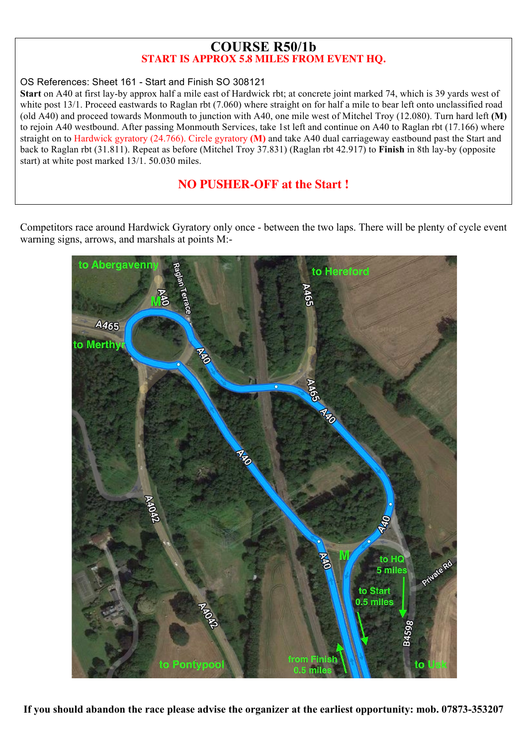# COURSE R50/1b

**START IS APPROX 5.8 MILES FROM EVENT HQ.**

OS References: Sheet 161 - Start and Finish SO 308121

**Start** on A40 at first lay-by approx half a mile east of Hardwick rbt; at concrete joint marked 74, which is 39 yards west of white post 13/1. Proceed eastwards to Raglan rbt (7.060) where straight on for half a mile to bear left onto unclassified road (old A40) and proceed towards Monmouth to junction with A40, one mile west of Mitchel Troy (12.080). Turn hard left **(M)** to rejoin A40 westbound. After passing Monmouth Services, take 1st left and continue on A40 to Raglan rbt (17.166) where straight on to Hardwick gyratory (24.766). Circle gyratory **(M)** and take A40 dual carriageway eastbound past the Start and back to Raglan rbt (31.811). Repeat as before (Mitchel Troy 37.831) (Raglan rbt 42.917) to **Finish** in 8th lay-by (opposite start) at white post marked 13/1. 50.030 miles.

## NO PUSHER-OFF at the Start !

Competitors race around Hardwick Gyratory only once - between the two laps. There will be plenty of cycle event warning signs, arrows, and marshals at points M:-

to Abergavenny | to Hereford | to Merthyr | to HQ 5 miles | to Start 0.5 miles | from Finish 0.5 miles | to Pontypool | to Usk

**If you should abandon the race please advise the organizer at the earliest opportunity: mob. 07873-353207**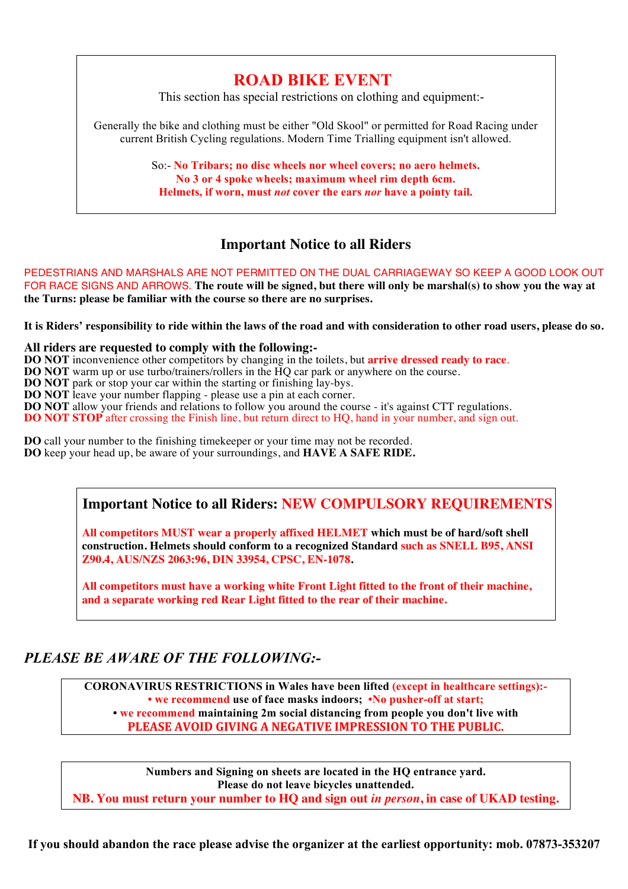## ROAD BIKE EVENT

This section has special restrictions on clothing and equipment:-

Generally the bike and clothing must be either "Old Skool" or permitted for Road Racing under current British Cycling regulations. Modern Time Trialling equipment isn't allowed.

So:- **No Tribars; no disc wheels nor wheel covers; no aero helmets.**
**No 3 or 4 spoke wheels; maximum wheel rim depth 6cm.**
**Helmets, if worn, must *not* cover the ears *nor* have a pointy tail.**

## Important Notice to all Riders

PEDESTRIANS AND MARSHALS ARE NOT PERMITTED ON THE DUAL CARRIAGEWAY SO KEEP A GOOD LOOK OUT FOR RACE SIGNS AND ARROWS. **The route will be signed, but there will only be marshal(s) to show you the way at the Turns: please be familiar with the course so there are no surprises.**

**It is Riders' responsibility to ride within the laws of the road and with consideration to other road users, please do so.**

**All riders are requested to comply with the following:-**

**DO NOT** inconvenience other competitors by changing in the toilets, but **arrive dressed ready to race**.
**DO NOT** warm up or use turbo/trainers/rollers in the HQ car park or anywhere on the course.
**DO NOT** park or stop your car within the starting or finishing lay-bys.
**DO NOT** leave your number flapping - please use a pin at each corner.
**DO NOT** allow your friends and relations to follow you around the course - it's against CTT regulations.
**DO NOT STOP** after crossing the Finish line, but return direct to HQ, hand in your number, and sign out.

**DO** call your number to the finishing timekeeper or your time may not be recorded.
**DO** keep your head up, be aware of your surroundings, and **HAVE A SAFE RIDE.**

## Important Notice to all Riders: NEW COMPULSORY REQUIREMENTS

**All competitors MUST wear a properly affixed HELMET which must be of hard/soft shell construction. Helmets should conform to a recognized Standard such as SNELL B95, ANSI Z90.4, AUS/NZS 2063:96, DIN 33954, CPSC, EN-1078.**

**All competitors must have a working white Front Light fitted to the front of their machine, and a separate working red Rear Light fitted to the rear of their machine.**

## *PLEASE BE AWARE OF THE FOLLOWING:-*

**CORONAVIRUS RESTRICTIONS in Wales have been lifted (except in healthcare settings):-**
**• we recommend use of face masks indoors; •No pusher-off at start;**
**• we recommend maintaining 2m social distancing from people you don't live with**
**PLEASE AVOID GIVING A NEGATIVE IMPRESSION TO THE PUBLIC.**

**Numbers and Signing on sheets are located in the HQ entrance yard.**
**Please do not leave bicycles unattended.**
**NB. You must return your number to HQ and sign out *in person*, in case of UKAD testing.**

**If you should abandon the race please advise the organizer at the earliest opportunity: mob. 07873-353207**